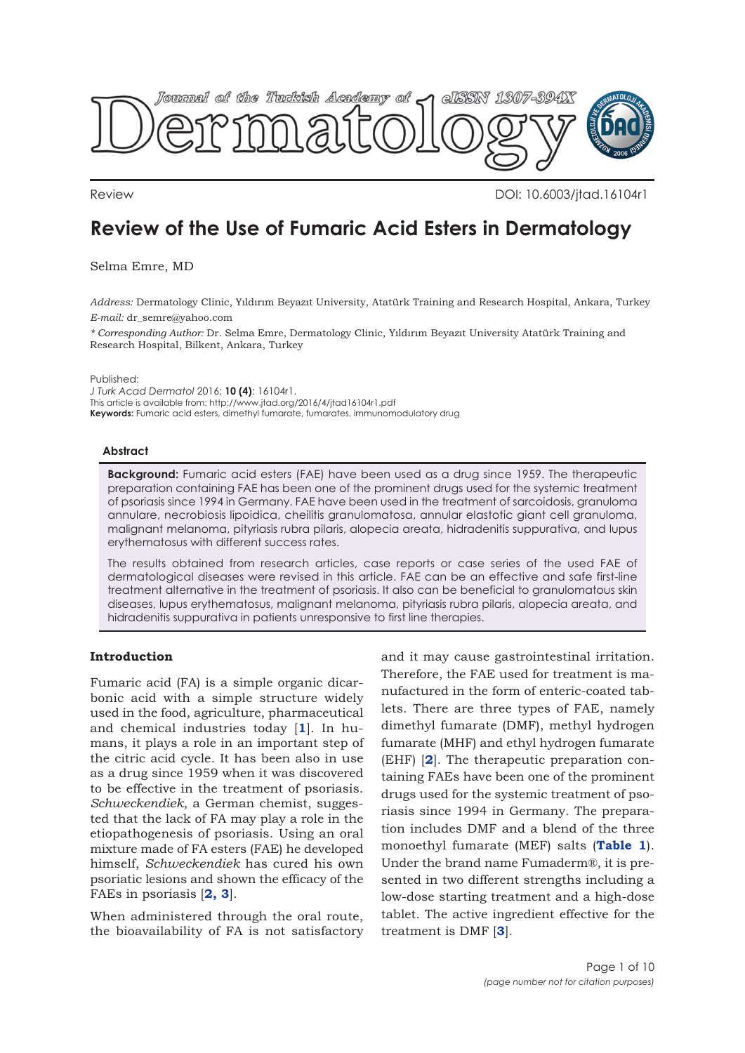Review

DOI: 10.6003/jtad.16104r1

# Review of the Use of Fumaric Acid Esters in Dermatology

Selma Emre, MD

*Address:* Dermatology Clinic, Yıldırım Beyazıt University, Atatürk Training and Research Hospital, Ankara, Turkey
*E-mail:* dr_semre@yahoo.com

*\* Corresponding Author:* Dr. Selma Emre, Dermatology Clinic, Yıldırım Beyazıt University Atatürk Training and Research Hospital, Bilkent, Ankara, Turkey

Published:
*J Turk Acad Dermatol* 2016; **10 (4)**: 16104r1.
This article is available from: http://www.jtad.org/2016/4/jtad16104r1.pdf
**Keywords:** Fumaric acid esters, dimethyl fumarate, fumarates, immunomodulatory drug

## Abstract

**Background:** Fumaric acid esters (FAE) have been used as a drug since 1959. The therapeutic preparation containing FAE has been one of the prominent drugs used for the systemic treatment of psoriasis since 1994 in Germany. FAE have been used in the treatment of sarcoidosis, granuloma annulare, necrobiosis lipoidica, cheilitis granulomatosa, annular elastotic giant cell granuloma, malignant melanoma, pityriasis rubra pilaris, alopecia areata, hidradenitis suppurativa, and lupus erythematosus with different success rates.

The results obtained from research articles, case reports or case series of the used FAE of dermatological diseases were revised in this article. FAE can be an effective and safe first-line treatment alternative in the treatment of psoriasis. It also can be beneficial to granulomatous skin diseases, lupus erythematosus, malignant melanoma, pityriasis rubra pilaris, alopecia areata, and hidradenitis suppurativa in patients unresponsive to first line therapies.

## Introduction

Fumaric acid (FA) is a simple organic dicarbonic acid with a simple structure widely used in the food, agriculture, pharmaceutical and chemical industries today [1]. In humans, it plays a role in an important step of the citric acid cycle. It has been also in use as a drug since 1959 when it was discovered to be effective in the treatment of psoriasis. *Schweckendiek*, a German chemist, suggested that the lack of FA may play a role in the etiopathogenesis of psoriasis. Using an oral mixture made of FA esters (FAE) he developed himself, *Schweckendiek* has cured his own psoriatic lesions and shown the efficacy of the FAEs in psoriasis [2, 3].

When administered through the oral route, the bioavailability of FA is not satisfactory and it may cause gastrointestinal irritation. Therefore, the FAE used for treatment is manufactured in the form of enteric-coated tablets. There are three types of FAE, namely dimethyl fumarate (DMF), methyl hydrogen fumarate (MHF) and ethyl hydrogen fumarate (EHF) [2]. The therapeutic preparation containing FAEs have been one of the prominent drugs used for the systemic treatment of psoriasis since 1994 in Germany. The preparation includes DMF and a blend of the three monoethyl fumarate (MEF) salts (**Table 1**). Under the brand name Fumaderm®, it is presented in two different strengths including a low-dose starting treatment and a high-dose tablet. The active ingredient effective for the treatment is DMF [3].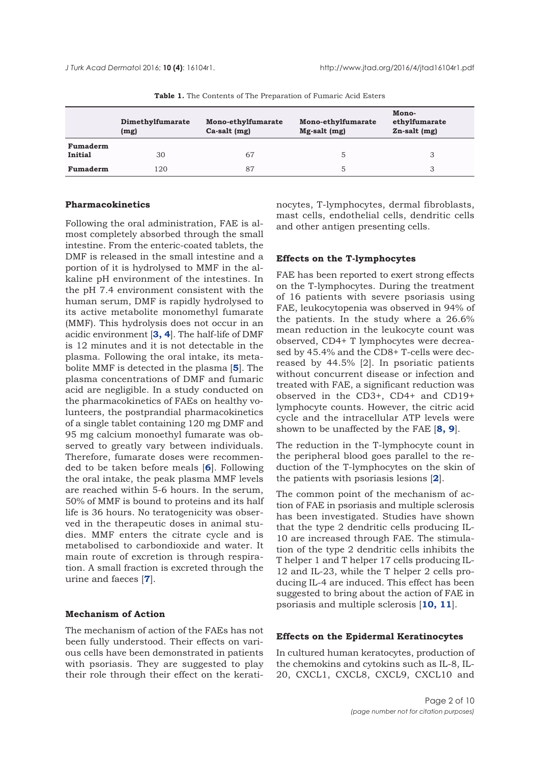**Table 1.** The Contents of The Preparation of Fumaric Acid Esters

| | Dimethylfumarate (mg) | Mono-ethylfumarate Ca-salt (mg) | Mono-ethylfumarate Mg-salt (mg) | Mono-ethylfumarate Zn-salt (mg) |
|---|---|---|---|---|
| **Fumaderm Initial** | 30 | 67 | 5 | 3 |
| **Fumaderm** | 120 | 87 | 5 | 3 |

## Pharmacokinetics

Following the oral administration, FAE is almost completely absorbed through the small intestine. From the enteric-coated tablets, the DMF is released in the small intestine and a portion of it is hydrolysed to MMF in the alkaline pH environment of the intestines. In the pH 7.4 environment consistent with the human serum, DMF is rapidly hydrolysed to its active metabolite monomethyl fumarate (MMF). This hydrolysis does not occur in an acidic environment [3, 4]. The half-life of DMF is 12 minutes and it is not detectable in the plasma. Following the oral intake, its metabolite MMF is detected in the plasma [5]. The plasma concentrations of DMF and fumaric acid are negligible. In a study conducted on the pharmacokinetics of FAEs on healthy volunteers, the postprandial pharmacokinetics of a single tablet containing 120 mg DMF and 95 mg calcium monoethyl fumarate was observed to greatly vary between individuals. Therefore, fumarate doses were recommended to be taken before meals [6]. Following the oral intake, the peak plasma MMF levels are reached within 5-6 hours. In the serum, 50% of MMF is bound to proteins and its half life is 36 hours. No teratogenicity was observed in the therapeutic doses in animal studies. MMF enters the citrate cycle and is metabolised to carbondioxide and water. It main route of excretion is through respiration. A small fraction is excreted through the urine and faeces [7].

## Mechanism of Action

The mechanism of action of the FAEs has not been fully understood. Their effects on various cells have been demonstrated in patients with psoriasis. They are suggested to play their role through their effect on the keratinocytes, T-lymphocytes, dermal fibroblasts, mast cells, endothelial cells, dendritic cells and other antigen presenting cells.

## Effects on the T-lymphocytes

FAE has been reported to exert strong effects on the T-lymphocytes. During the treatment of 16 patients with severe psoriasis using FAE, leukocytopenia was observed in 94% of the patients. In the study where a 26.6% mean reduction in the leukocyte count was observed, CD4+ T lymphocytes were decreased by 45.4% and the CD8+ T-cells were decreased by 44.5% [2]. In psoriatic patients without concurrent disease or infection and treated with FAE, a significant reduction was observed in the CD3+, CD4+ and CD19+ lymphocyte counts. However, the citric acid cycle and the intracellular ATP levels were shown to be unaffected by the FAE [8, 9].

The reduction in the T-lymphocyte count in the peripheral blood goes parallel to the reduction of the T-lymphocytes on the skin of the patients with psoriasis lesions [2].

The common point of the mechanism of action of FAE in psoriasis and multiple sclerosis has been investigated. Studies have shown that the type 2 dendritic cells producing IL-10 are increased through FAE. The stimulation of the type 2 dendritic cells inhibits the T helper 1 and T helper 17 cells producing IL-12 and IL-23, while the T helper 2 cells producing IL-4 are induced. This effect has been suggested to bring about the action of FAE in psoriasis and multiple sclerosis [10, 11].

## Effects on the Epidermal Keratinocytes

In cultured human keratocytes, production of the chemokins and cytokins such as IL-8, IL-20, CXCL1, CXCL8, CXCL9, CXCL10 and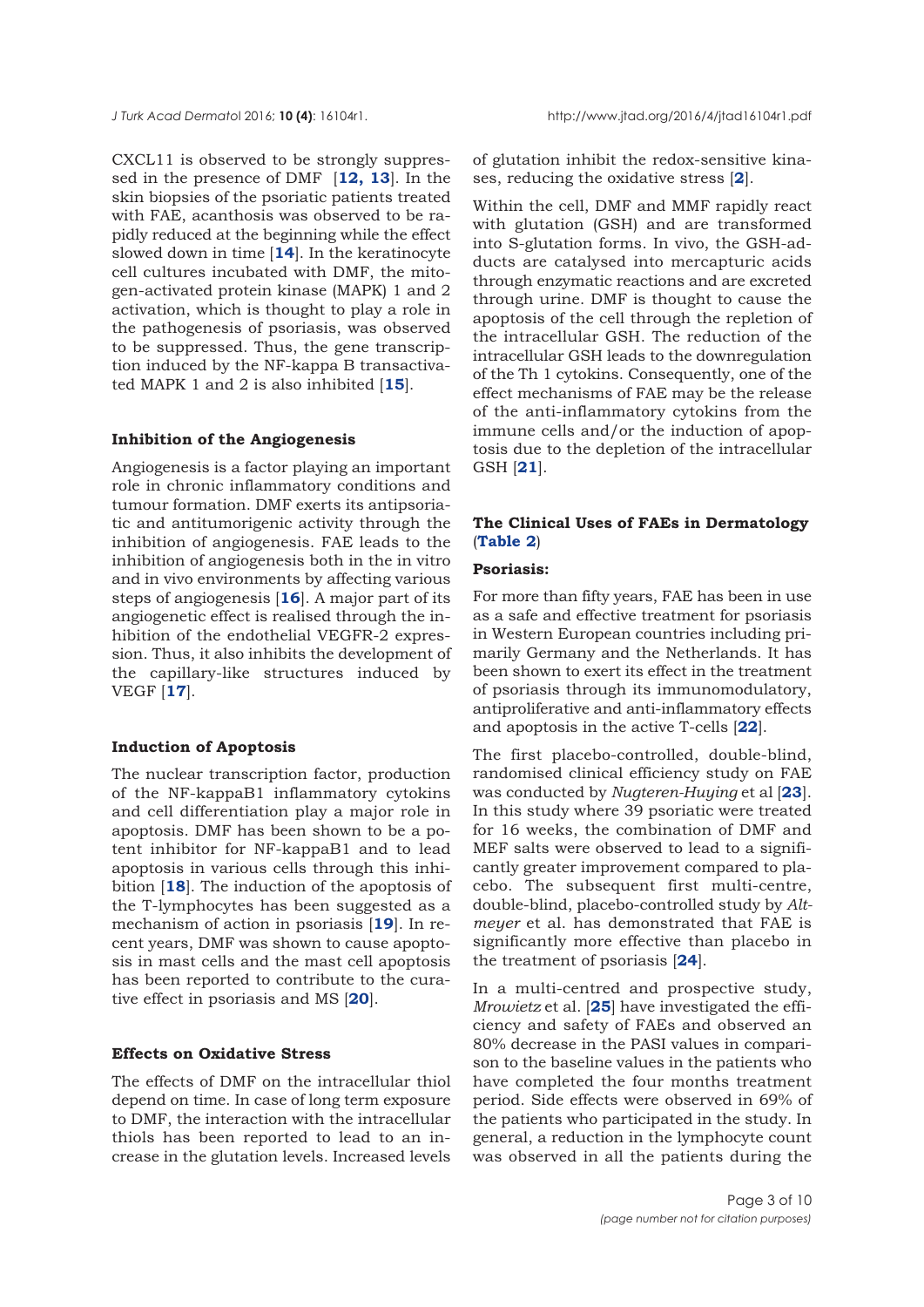CXCL11 is observed to be strongly suppressed in the presence of DMF [**12, 13**]. In the skin biopsies of the psoriatic patients treated with FAE, acanthosis was observed to be rapidly reduced at the beginning while the effect slowed down in time [**14**]. In the keratinocyte cell cultures incubated with DMF, the mitogen-activated protein kinase (MAPK) 1 and 2 activation, which is thought to play a role in the pathogenesis of psoriasis, was observed to be suppressed. Thus, the gene transcription induced by the NF-kappa B transactivated MAPK 1 and 2 is also inhibited [**15**].

#### Inhibition of the Angiogenesis

Angiogenesis is a factor playing an important role in chronic inflammatory conditions and tumour formation. DMF exerts its antipsoriatic and antitumorigenic activity through the inhibition of angiogenesis. FAE leads to the inhibition of angiogenesis both in the in vitro and in vivo environments by affecting various steps of angiogenesis [**16**]. A major part of its angiogenetic effect is realised through the inhibition of the endothelial VEGFR-2 expression. Thus, it also inhibits the development of the capillary-like structures induced by VEGF [**17**].

#### Induction of Apoptosis

The nuclear transcription factor, production of the NF-kappaB1 inflammatory cytokins and cell differentiation play a major role in apoptosis. DMF has been shown to be a potent inhibitor for NF-kappaB1 and to lead apoptosis in various cells through this inhibition [**18**]. The induction of the apoptosis of the T-lymphocytes has been suggested as a mechanism of action in psoriasis [**19**]. In recent years, DMF was shown to cause apoptosis in mast cells and the mast cell apoptosis has been reported to contribute to the curative effect in psoriasis and MS [**20**].

#### Effects on Oxidative Stress

The effects of DMF on the intracellular thiol depend on time. In case of long term exposure to DMF, the interaction with the intracellular thiols has been reported to lead to an increase in the glutation levels. Increased levels of glutation inhibit the redox-sensitive kinases, reducing the oxidative stress [**2**].

Within the cell, DMF and MMF rapidly react with glutation (GSH) and are transformed into S-glutation forms. In vivo, the GSH-adducts are catalysed into mercapturic acids through enzymatic reactions and are excreted through urine. DMF is thought to cause the apoptosis of the cell through the repletion of the intracellular GSH. The reduction of the intracellular GSH leads to the downregulation of the Th 1 cytokins. Consequently, one of the effect mechanisms of FAE may be the release of the anti-inflammatory cytokins from the immune cells and/or the induction of apoptosis due to the depletion of the intracellular GSH [**21**].

### The Clinical Uses of FAEs in Dermatology (Table 2)

#### Psoriasis:

For more than fifty years, FAE has been in use as a safe and effective treatment for psoriasis in Western European countries including primarily Germany and the Netherlands. It has been shown to exert its effect in the treatment of psoriasis through its immunomodulatory, antiproliferative and anti-inflammatory effects and apoptosis in the active T-cells [**22**].

The first placebo-controlled, double-blind, randomised clinical efficiency study on FAE was conducted by *Nugteren-Huying* et al [**23**]. In this study where 39 psoriatic were treated for 16 weeks, the combination of DMF and MEF salts were observed to lead to a significantly greater improvement compared to placebo. The subsequent first multi-centre, double-blind, placebo-controlled study by *Altmeyer* et al. has demonstrated that FAE is significantly more effective than placebo in the treatment of psoriasis [**24**].

In a multi-centred and prospective study, *Mrowietz* et al. [**25**] have investigated the efficiency and safety of FAEs and observed an 80% decrease in the PASI values in comparison to the baseline values in the patients who have completed the four months treatment period. Side effects were observed in 69% of the patients who participated in the study. In general, a reduction in the lymphocyte count was observed in all the patients during the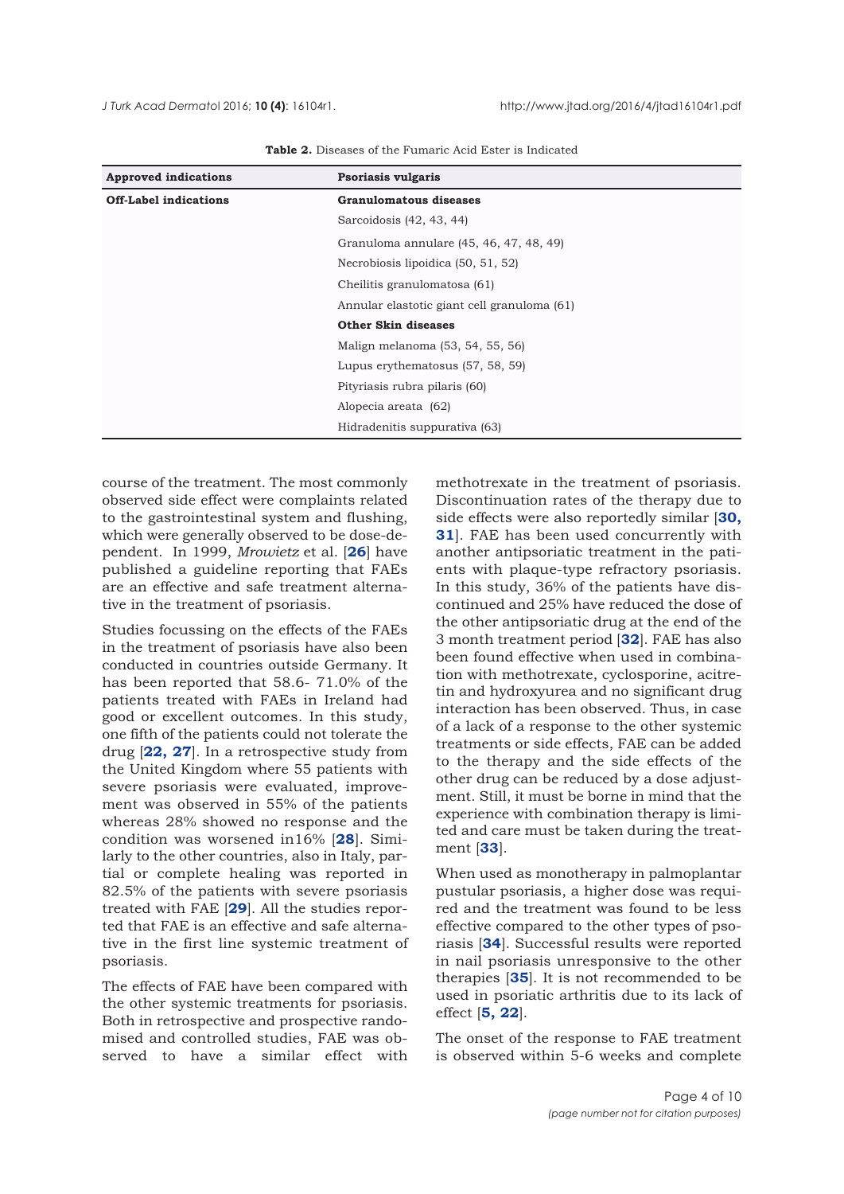**Table 2.** Diseases of the Fumaric Acid Ester is Indicated

| **Approved indications** | **Psoriasis vulgaris** |
|---|---|
| **Off-Label indications** | **Granulomatous diseases** |
| | Sarcoidosis (42, 43, 44) |
| | Granuloma annulare (45, 46, 47, 48, 49) |
| | Necrobiosis lipoidica (50, 51, 52) |
| | Cheilitis granulomatosa (61) |
| | Annular elastotic giant cell granuloma (61) |
| | **Other Skin diseases** |
| | Malign melanoma (53, 54, 55, 56) |
| | Lupus erythematosus (57, 58, 59) |
| | Pityriasis rubra pilaris (60) |
| | Alopecia areata (62) |
| | Hidradenitis suppurativa (63) |

course of the treatment. The most commonly observed side effect were complaints related to the gastrointestinal system and flushing, which were generally observed to be dose-dependent. In 1999, *Mrowietz* et al. [**26**] have published a guideline reporting that FAEs are an effective and safe treatment alternative in the treatment of psoriasis.

Studies focussing on the effects of the FAEs in the treatment of psoriasis have also been conducted in countries outside Germany. It has been reported that 58.6- 71.0% of the patients treated with FAEs in Ireland had good or excellent outcomes. In this study, one fifth of the patients could not tolerate the drug [**22, 27**]. In a retrospective study from the United Kingdom where 55 patients with severe psoriasis were evaluated, improvement was observed in 55% of the patients whereas 28% showed no response and the condition was worsened in16% [**28**]. Similarly to the other countries, also in Italy, partial or complete healing was reported in 82.5% of the patients with severe psoriasis treated with FAE [**29**]. All the studies reported that FAE is an effective and safe alternative in the first line systemic treatment of psoriasis.

The effects of FAE have been compared with the other systemic treatments for psoriasis. Both in retrospective and prospective randomised and controlled studies, FAE was observed to have a similar effect with methotrexate in the treatment of psoriasis. Discontinuation rates of the therapy due to side effects were also reportedly similar [**30, 31**]. FAE has been used concurrently with another antipsoriatic treatment in the patients with plaque-type refractory psoriasis. In this study, 36% of the patients have discontinued and 25% have reduced the dose of the other antipsoriatic drug at the end of the 3 month treatment period [**32**]. FAE has also been found effective when used in combination with methotrexate, cyclosporine, acitretin and hydroxyurea and no significant drug interaction has been observed. Thus, in case of a lack of a response to the other systemic treatments or side effects, FAE can be added to the therapy and the side effects of the other drug can be reduced by a dose adjustment. Still, it must be borne in mind that the experience with combination therapy is limited and care must be taken during the treatment [**33**].

When used as monotherapy in palmoplantar pustular psoriasis, a higher dose was required and the treatment was found to be less effective compared to the other types of psoriasis [**34**]. Successful results were reported in nail psoriasis unresponsive to the other therapies [**35**]. It is not recommended to be used in psoriatic arthritis due to its lack of effect [**5, 22**].

The onset of the response to FAE treatment is observed within 5-6 weeks and complete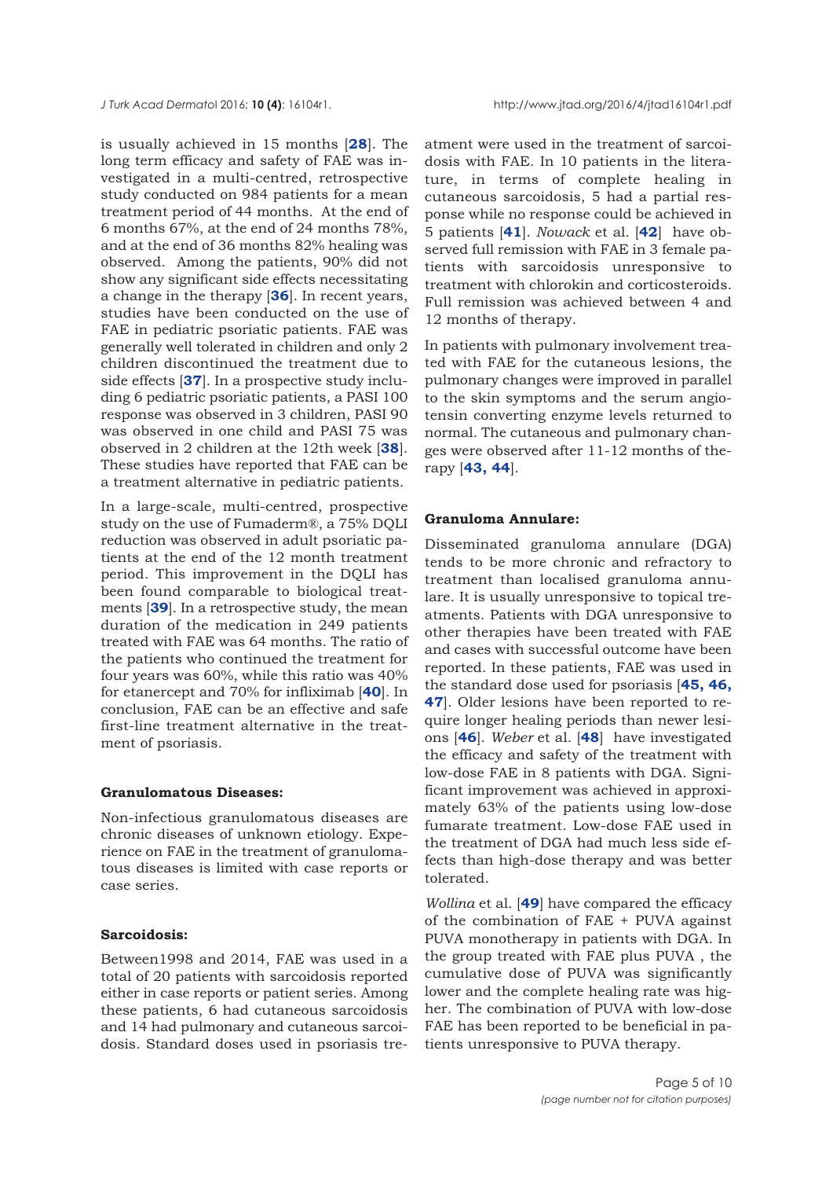is usually achieved in 15 months [28]. The long term efficacy and safety of FAE was investigated in a multi-centred, retrospective study conducted on 984 patients for a mean treatment period of 44 months. At the end of 6 months 67%, at the end of 24 months 78%, and at the end of 36 months 82% healing was observed. Among the patients, 90% did not show any significant side effects necessitating a change in the therapy [36]. In recent years, studies have been conducted on the use of FAE in pediatric psoriatic patients. FAE was generally well tolerated in children and only 2 children discontinued the treatment due to side effects [37]. In a prospective study including 6 pediatric psoriatic patients, a PASI 100 response was observed in 3 children, PASI 90 was observed in one child and PASI 75 was observed in 2 children at the 12th week [38]. These studies have reported that FAE can be a treatment alternative in pediatric patients.

In a large-scale, multi-centred, prospective study on the use of Fumaderm®, a 75% DQLI reduction was observed in adult psoriatic patients at the end of the 12 month treatment period. This improvement in the DQLI has been found comparable to biological treatments [39]. In a retrospective study, the mean duration of the medication in 249 patients treated with FAE was 64 months. The ratio of the patients who continued the treatment for four years was 60%, while this ratio was 40% for etanercept and 70% for infliximab [40]. In conclusion, FAE can be an effective and safe first-line treatment alternative in the treatment of psoriasis.

### Granulomatous Diseases:

Non-infectious granulomatous diseases are chronic diseases of unknown etiology. Experience on FAE in the treatment of granulomatous diseases is limited with case reports or case series.

### Sarcoidosis:

Between1998 and 2014, FAE was used in a total of 20 patients with sarcoidosis reported either in case reports or patient series. Among these patients, 6 had cutaneous sarcoidosis and 14 had pulmonary and cutaneous sarcoidosis. Standard doses used in psoriasis treatment were used in the treatment of sarcoidosis with FAE. In 10 patients in the literature, in terms of complete healing in cutaneous sarcoidosis, 5 had a partial response while no response could be achieved in 5 patients [41]. *Nowack* et al. [42] have observed full remission with FAE in 3 female patients with sarcoidosis unresponsive to treatment with chlorokin and corticosteroids. Full remission was achieved between 4 and 12 months of therapy.

In patients with pulmonary involvement treated with FAE for the cutaneous lesions, the pulmonary changes were improved in parallel to the skin symptoms and the serum angiotensin converting enzyme levels returned to normal. The cutaneous and pulmonary changes were observed after 11-12 months of therapy [43, 44].

### Granuloma Annulare:

Disseminated granuloma annulare (DGA) tends to be more chronic and refractory to treatment than localised granuloma annulare. It is usually unresponsive to topical treatments. Patients with DGA unresponsive to other therapies have been treated with FAE and cases with successful outcome have been reported. In these patients, FAE was used in the standard dose used for psoriasis [45, 46, 47]. Older lesions have been reported to require longer healing periods than newer lesions [46]. *Weber* et al. [48] have investigated the efficacy and safety of the treatment with low-dose FAE in 8 patients with DGA. Significant improvement was achieved in approximately 63% of the patients using low-dose fumarate treatment. Low-dose FAE used in the treatment of DGA had much less side effects than high-dose therapy and was better tolerated.

*Wollina* et al. [49] have compared the efficacy of the combination of FAE + PUVA against PUVA monotherapy in patients with DGA. In the group treated with FAE plus PUVA , the cumulative dose of PUVA was significantly lower and the complete healing rate was higher. The combination of PUVA with low-dose FAE has been reported to be beneficial in patients unresponsive to PUVA therapy.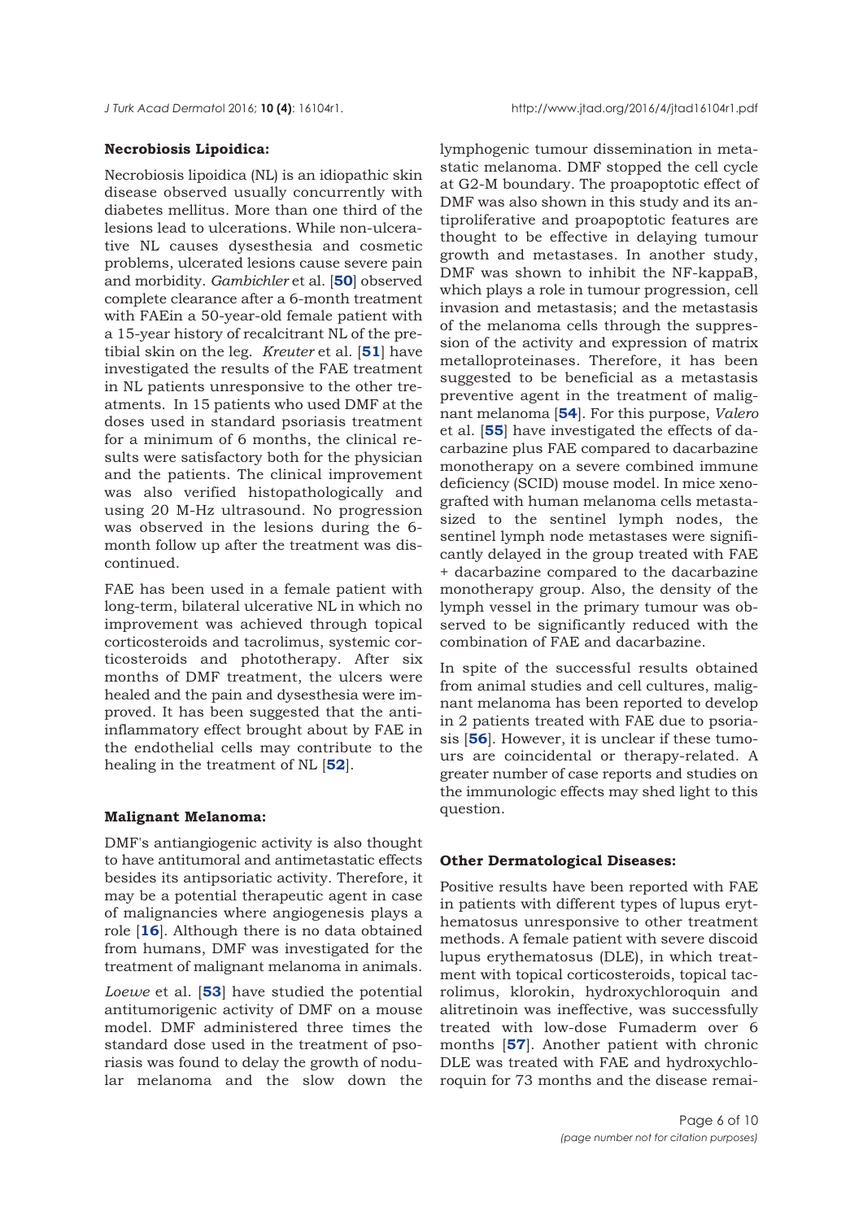**Necrobiosis Lipoidica:**

Necrobiosis lipoidica (NL) is an idiopathic skin disease observed usually concurrently with diabetes mellitus. More than one third of the lesions lead to ulcerations. While non-ulcerative NL causes dysesthesia and cosmetic problems, ulcerated lesions cause severe pain and morbidity. *Gambichler* et al. [**50**] observed complete clearance after a 6-month treatment with FAEin a 50-year-old female patient with a 15-year history of recalcitrant NL of the pretibial skin on the leg. *Kreuter* et al. [**51**] have investigated the results of the FAE treatment in NL patients unresponsive to the other treatments. In 15 patients who used DMF at the doses used in standard psoriasis treatment for a minimum of 6 months, the clinical results were satisfactory both for the physician and the patients. The clinical improvement was also verified histopathologically and using 20 M-Hz ultrasound. No progression was observed in the lesions during the 6-month follow up after the treatment was discontinued.

FAE has been used in a female patient with long-term, bilateral ulcerative NL in which no improvement was achieved through topical corticosteroids and tacrolimus, systemic corticosteroids and phototherapy. After six months of DMF treatment, the ulcers were healed and the pain and dysesthesia were improved. It has been suggested that the anti-inflammatory effect brought about by FAE in the endothelial cells may contribute to the healing in the treatment of NL [**52**].

**Malignant Melanoma:**

DMF's antiangiogenic activity is also thought to have antitumoral and antimetastatic effects besides its antipsoriatic activity. Therefore, it may be a potential therapeutic agent in case of malignancies where angiogenesis plays a role [**16**]. Although there is no data obtained from humans, DMF was investigated for the treatment of malignant melanoma in animals.

*Loewe* et al. [**53**] have studied the potential antitumorigenic activity of DMF on a mouse model. DMF administered three times the standard dose used in the treatment of psoriasis was found to delay the growth of nodular melanoma and the slow down the lymphogenic tumour dissemination in metastatic melanoma. DMF stopped the cell cycle at G2-M boundary. The proapoptotic effect of DMF was also shown in this study and its antiproliferative and proapoptotic features are thought to be effective in delaying tumour growth and metastases. In another study, DMF was shown to inhibit the NF-kappaB, which plays a role in tumour progression, cell invasion and metastasis; and the metastasis of the melanoma cells through the suppression of the activity and expression of matrix metalloproteinases. Therefore, it has been suggested to be beneficial as a metastasis preventive agent in the treatment of malignant melanoma [**54**]. For this purpose, *Valero* et al. [**55**] have investigated the effects of dacarbazine plus FAE compared to dacarbazine monotherapy on a severe combined immune deficiency (SCID) mouse model. In mice xenografted with human melanoma cells metastasized to the sentinel lymph nodes, the sentinel lymph node metastases were significantly delayed in the group treated with FAE + dacarbazine compared to the dacarbazine monotherapy group. Also, the density of the lymph vessel in the primary tumour was observed to be significantly reduced with the combination of FAE and dacarbazine.

In spite of the successful results obtained from animal studies and cell cultures, malignant melanoma has been reported to develop in 2 patients treated with FAE due to psoriasis [**56**]. However, it is unclear if these tumours are coincidental or therapy-related. A greater number of case reports and studies on the immunologic effects may shed light to this question.

**Other Dermatological Diseases:**

Positive results have been reported with FAE in patients with different types of lupus erythematosus unresponsive to other treatment methods. A female patient with severe discoid lupus erythematosus (DLE), in which treatment with topical corticosteroids, topical tacrolimus, klorokin, hydroxychloroquin and alitretinoin was ineffective, was successfully treated with low-dose Fumaderm over 6 months [**57**]. Another patient with chronic DLE was treated with FAE and hydroxychloroquin for 73 months and the disease remai-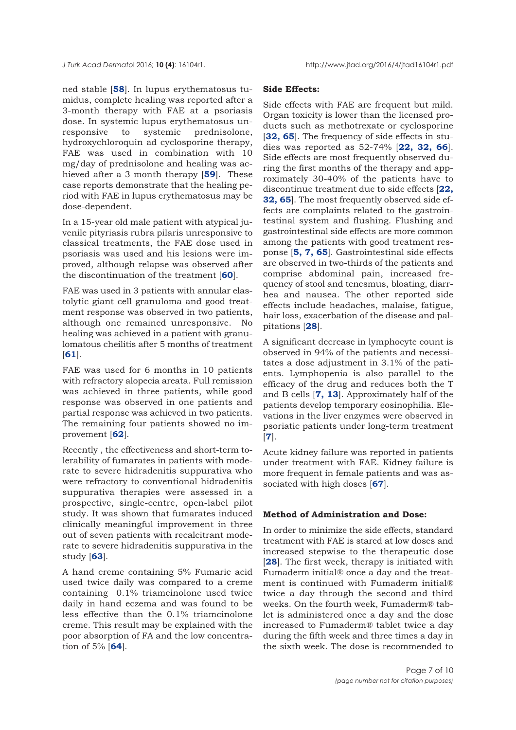ned stable [58]. In lupus erythematosus tumidus, complete healing was reported after a 3-month therapy with FAE at a psoriasis dose. In systemic lupus erythematosus unresponsive to systemic prednisolone, hydroxychloroquin ad cyclosporine therapy, FAE was used in combination with 10 mg/day of prednisolone and healing was achieved after a 3 month therapy [59]. These case reports demonstrate that the healing period with FAE in lupus erythematosus may be dose-dependent.

In a 15-year old male patient with atypical juvenile pityriasis rubra pilaris unresponsive to classical treatments, the FAE dose used in psoriasis was used and his lesions were improved, although relapse was observed after the discontinuation of the treatment [60].

FAE was used in 3 patients with annular elastolytic giant cell granuloma and good treatment response was observed in two patients, although one remained unresponsive. No healing was achieved in a patient with granulomatous cheilitis after 5 months of treatment [61].

FAE was used for 6 months in 10 patients with refractory alopecia areata. Full remission was achieved in three patients, while good response was observed in one patients and partial response was achieved in two patients. The remaining four patients showed no improvement [62].

Recently , the effectiveness and short-term tolerability of fumarates in patients with moderate to severe hidradenitis suppurativa who were refractory to conventional hidradenitis suppurativa therapies were assessed in a prospective, single-centre, open-label pilot study. It was shown that fumarates induced clinically meaningful improvement in three out of seven patients with recalcitrant moderate to severe hidradenitis suppurativa in the study [63].

A hand creme containing 5% Fumaric acid used twice daily was compared to a creme containing 0.1% triamcinolone used twice daily in hand eczema and was found to be less effective than the 0.1% triamcinolone creme. This result may be explained with the poor absorption of FA and the low concentration of 5% [64].

**Side Effects:**

Side effects with FAE are frequent but mild. Organ toxicity is lower than the licensed products such as methotrexate or cyclosporine [32, 65]. The frequency of side effects in studies was reported as 52-74% [22, 32, 66]. Side effects are most frequently observed during the first months of the therapy and approximately 30-40% of the patients have to discontinue treatment due to side effects [22, 32, 65]. The most frequently observed side effects are complaints related to the gastrointestinal system and flushing. Flushing and gastrointestinal side effects are more common among the patients with good treatment response [5, 7, 65]. Gastrointestinal side effects are observed in two-thirds of the patients and comprise abdominal pain, increased frequency of stool and tenesmus, bloating, diarrhea and nausea. The other reported side effects include headaches, malaise, fatigue, hair loss, exacerbation of the disease and palpitations [28].

A significant decrease in lymphocyte count is observed in 94% of the patients and necessitates a dose adjustment in 3.1% of the patients. Lymphopenia is also parallel to the efficacy of the drug and reduces both the T and B cells [7, 13]. Approximately half of the patients develop temporary eosinophilia. Elevations in the liver enzymes were observed in psoriatic patients under long-term treatment [7].

Acute kidney failure was reported in patients under treatment with FAE. Kidney failure is more frequent in female patients and was associated with high doses [67].

**Method of Administration and Dose:**

In order to minimize the side effects, standard treatment with FAE is stared at low doses and increased stepwise to the therapeutic dose [28]. The first week, therapy is initiated with Fumaderm initial® once a day and the treatment is continued with Fumaderm initial® twice a day through the second and third weeks. On the fourth week, Fumaderm® tablet is administered once a day and the dose increased to Fumaderm® tablet twice a day during the fifth week and three times a day in the sixth week. The dose is recommended to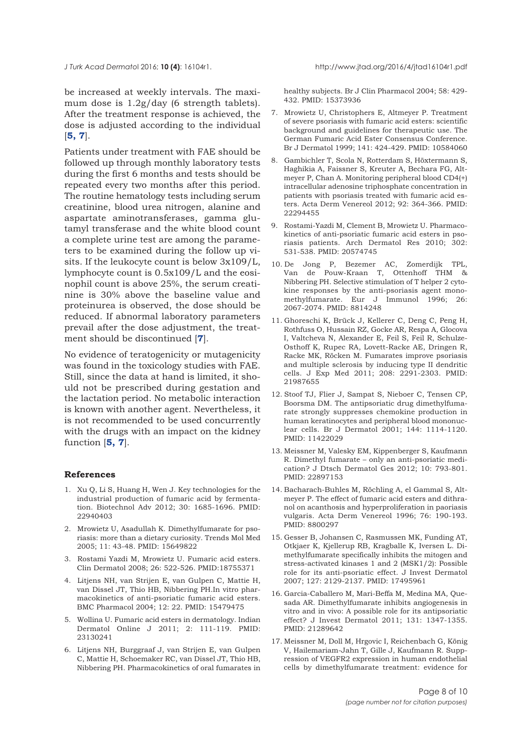be increased at weekly intervals. The maximum dose is 1.2g/day (6 strength tablets). After the treatment response is achieved, the dose is adjusted according to the individual [**5, 7**].

Patients under treatment with FAE should be followed up through monthly laboratory tests during the first 6 months and tests should be repeated every two months after this period. The routine hematology tests including serum creatinine, blood urea nitrogen, alanine and aspartate aminotransferases, gamma glutamyl transferase and the white blood count a complete urine test are among the parameters to be examined during the follow up visits. If the leukocyte count is below 3x109/L, lymphocyte count is 0.5x109/L and the eosinophil count is above 25%, the serum creatinine is 30% above the baseline value and proteinurea is observed, the dose should be reduced. If abnormal laboratory parameters prevail after the dose adjustment, the treatment should be discontinued [**7**].

No evidence of teratogenicity or mutagenicity was found in the toxicology studies with FAE. Still, since the data at hand is limited, it should not be prescribed during gestation and the lactation period. No metabolic interaction is known with another agent. Nevertheless, it is not recommended to be used concurrently with the drugs with an impact on the kidney function [**5, 7**].

## References

1. Xu Q, Li S, Huang H, Wen J. Key technologies for the industrial production of fumaric acid by fermentation. Biotechnol Adv 2012; 30: 1685-1696. PMID: 22940403
2. Mrowietz U, Asadullah K. Dimethylfumarate for psoriasis: more than a dietary curiosity. Trends Mol Med 2005; 11: 43-48. PMID: 15649822
3. Rostami Yazdi M, Mrowietz U. Fumaric acid esters. Clin Dermatol 2008; 26: 522-526. PMID:18755371
4. Litjens NH, van Strijen E, van Gulpen C, Mattie H, van Dissel JT, Thio HB, Nibbering PH.In vitro pharmacokinetics of anti-psoriatic fumaric acid esters. BMC Pharmacol 2004; 12: 22. PMID: 15479475
5. Wollina U. Fumaric acid esters in dermatology. Indian Dermatol Online J 2011; 2: 111-119. PMID: 23130241
6. Litjens NH, Burggraaf J, van Strijen E, van Gulpen C, Mattie H, Schoemaker RC, van Dissel JT, Thio HB, Nibbering PH. Pharmacokinetics of oral fumarates in healthy subjects. Br J Clin Pharmacol 2004; 58: 429-432. PMID: 15373936
7. Mrowietz U, Christophers E, Altmeyer P. Treatment of severe psoriasis with fumaric acid esters: scientific background and guidelines for therapeutic use. The German Fumaric Acid Ester Consensus Conference. Br J Dermatol 1999; 141: 424-429. PMID: 10584060
8. Gambichler T, Scola N, Rotterdam S, Höxtermann S, Haghikia A, Faissner S, Kreuter A, Bechara FG, Altmeyer P, Chan A. Monitoring peripheral blood CD4(+) intracellular adenosine triphosphate concentration in patients with psoriasis treated with fumaric acid esters. Acta Derm Venereol 2012; 92: 364-366. PMID: 22294455
9. Rostami-Yazdi M, Clement B, Mrowietz U. Pharmacokinetics of anti-psoriatic fumaric acid esters in psoriasis patients. Arch Dermatol Res 2010; 302: 531-538. PMID: 20574745
10. De Jong P, Bezemer AC, Zomerdijk TPL, Van de Pouw-Kraan T, Ottenhoff THM & Nibbering PH. Selective stimulation of T helper 2 cytokine responses by the anti-psoriasis agent monomethylfumarate. Eur J Immunol 1996; 26: 2067-2074. PMID: 8814248
11. Ghoreschi K, Brück J, Kellerer C, Deng C, Peng H, Rothfuss O, Hussain RZ, Gocke AR, Respa A, Glocova I, Valtcheva N, Alexander E, Feil S, Feil R, Schulze-Osthoff K, Rupec RA, Lovett-Racke AE, Dringen R, Racke MK, Röcken M. Fumarates improve psoriasis and multiple sclerosis by inducing type II dendritic cells. J Exp Med 2011; 208: 2291-2303. PMID: 21987655
12. Stoof TJ, Flier J, Sampat S, Nieboer C, Tensen CP, Boorsma DM. The antipsoriatic drug dimethylfumarate strongly suppresses chemokine production in human keratinocytes and peripheral blood mononuclear cells. Br J Dermatol 2001; 144: 1114-1120. PMID: 11422029
13. Meissner M, Valesky EM, Kippenberger S, Kaufmann R. Dimethyl fumarate – only an anti-psoriatic medication? J Dtsch Dermatol Ges 2012; 10: 793-801. PMID: 22897153
14. Bacharach-Buhles M, Röchling A, el Gammal S, Altmeyer P. The effect of fumaric acid esters and dithranol on acanthosis and hyperproliferation in paoriasis vulgaris. Acta Derm Venereol 1996; 76: 190-193. PMID: 8800297
15. Gesser B, Johansen C, Rasmussen MK, Funding AT, Otkjaer K, Kjellerup RB, Kragballe K, Iversen L. Dimethylfumarate specifically inhibits the mitogen and stress-activated kinases 1 and 2 (MSK1/2): Possible role for its anti-psoriatic effect. J Invest Dermatol 2007; 127: 2129-2137. PMID: 17495961
16. Garcia-Caballero M, Mari-Beffa M, Medina MA, Quesada AR. Dimethylfumarate inhibits angiogenesis in vitro and in vivo: A possible role for its antipsoriatic effect? J Invest Dermatol 2011; 131: 1347-1355. PMID: 21289642
17. Meissner M, Doll M, Hrgovic I, Reichenbach G, König V, Hailemariam-Jahn T, Gille J, Kaufmann R. Suppression of VEGFR2 expression in human endothelial cells by dimethylfumarate treatment: evidence for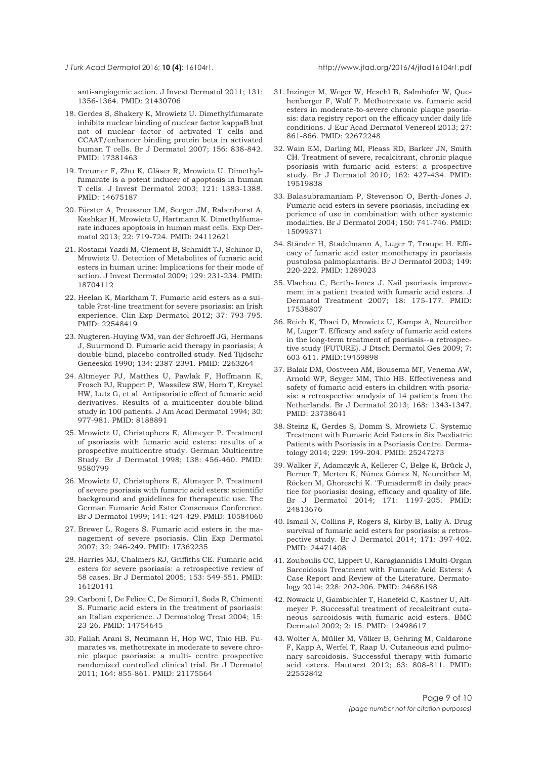anti-angiogenic action. J Invest Dermatol 2011; 131: 1356-1364. PMID: 21430706

18. Gerdes S, Shakery K, Mrowietz U. Dimethylfumarate inhibits nuclear binding of nuclear factor kappaB but not of nuclear factor of activated T cells and CCAAT/enhancer binding protein beta in activated human T cells. Br J Dermatol 2007; 156: 838-842. PMID: 17381463

19. Treumer F, Zhu K, Gläser R, Mrowietz U. Dimethylfumarate is a potent inducer of apoptosis in human T cells. J Invest Dermatol 2003; 121: 1383-1388. PMID: 14675187

20. Förster A, Preussner LM, Seeger JM, Rabenhorst A, Kashkar H, Mrowietz U, Hartmann K. Dimethylfumarate induces apoptosis in human mast cells. Exp Dermatol 2013; 22: 719-724. PMID: 24112621

21. Rostami-Yazdi M, Clement B, Schmidt TJ, Schinor D, Mrowietz U. Detection of Metabolites of fumaric acid esters in human urine: Implications for their mode of action. J Invest Dermatol 2009; 129: 231-234. PMID: 18704112

22. Heelan K, Markham T. Fumaric acid esters as a suitable ?rst-line treatment for severe psoriasis: an Irish experience. Clin Exp Dermatol 2012; 37: 793-795. PMID: 22548419

23. Nugteren-Huying WM, van der Schroeff JG, Hermans J, Suurmond D. Fumaric acid therapy in psoriasis; A double-blind, placebo-controlled study. Ned Tijdschr Geneeskd 1990; 134: 2387-2391. PMID: 2263264

24. Altmeyer PJ, Matthes U, Pawlak F, Hoffmann K, Frosch PJ, Ruppert P, Wassilew SW, Horn T, Kreysel HW, Lutz G, et al. Antipsoriatic effect of fumaric acid derivatives. Results of a multicenter double-blind study in 100 patients. J Am Acad Dermatol 1994; 30: 977-981. PMID: 8188891

25. Mrowietz U, Christophers E, Altmeyer P. Treatment of psoriasis with fumaric acid esters: results of a prospective multicentre study. German Multicentre Study. Br J Dermatol 1998; 138: 456-460. PMID: 9580799

26. Mrowietz U, Christophers E, Altmeyer P. Treatment of severe psoriasis with fumaric acid esters: scientific background and guidelines for therapeutic use. The German Fumaric Acid Ester Consensus Conference. Br J Dermatol 1999; 141: 424-429. PMID: 10584060

27. Brewer L, Rogers S. Fumaric acid esters in the management of severe psoriasis. Clin Exp Dermatol 2007; 32: 246-249. PMID: 17362235

28. Harries MJ, Chalmers RJ, Griffiths CE. Fumaric acid esters for severe psoriasis: a retrospective review of 58 cases. Br J Dermatol 2005; 153: 549-551. PMID: 16120141

29. Carboni I, De Felice C, De Simoni I, Soda R, Chimenti S. Fumaric acid esters in the treatment of psoriasis: an Italian experience. J Dermatolog Treat 2004; 15: 23-26. PMID: 14754645

30. Fallah Arani S, Neumann H, Hop WC, Thio HB. Fumarates vs. methotrexate in moderate to severe chronic plaque psoriasis: a multi- centre prospective randomized controlled clinical trial. Br J Dermatol 2011; 164: 855-861. PMID: 21175564

31. Inzinger M, Weger W, Heschl B, Salmhofer W, Quehenberger F, Wolf P. Methotrexate vs. fumaric acid esters in moderate-to-severe chronic plaque psoriasis: data registry report on the efficacy under daily life conditions. J Eur Acad Dermatol Venereol 2013; 27: 861-866. PMID: 22672248

32. Wain EM, Darling MI, Pleass RD, Barker JN, Smith CH. Treatment of severe, recalcitrant, chronic plaque psoriasis with fumaric acid esters: a prospective study. Br J Dermatol 2010; 162: 427-434. PMID: 19519838

33. Balasubramaniam P, Stevenson O, Berth-Jones J. Fumaric acid esters in severe psoriasis, including experience of use in combination with other systemic modalities. Br J Dermatol 2004; 150: 741-746. PMID: 15099371

34. Ständer H, Stadelmann A, Luger T, Traupe H. Efficacy of fumaric acid ester monotherapy in psoriasis pustulosa palmoplantaris. Br J Dermatol 2003; 149: 220-222. PMID: 1289023

35. Vlachou C, Berth-Jones J. Nail psoriasis improvement in a patient treated with fumaric acid esters. J Dermatol Treatment 2007; 18: 175-177. PMID: 17538807

36. Reich K, Thaci D, Mrowietz U, Kamps A, Neureither M, Luger T. Efficacy and safety of fumaric acid esters in the long-term treatment of psoriasis--a retrospective study (FUTURE). J Dtsch Dermatol Ges 2009; 7: 603-611. PMID:19459898

37. Balak DM, Oostveen AM, Bousema MT, Venema AW, Arnold WP, Seyger MM, Thio HB. Effectiveness and safety of fumaric acid esters in children with psoriasis: a retrospective analysis of 14 patients from the Netherlands. Br J Dermatol 2013; 168: 1343-1347. PMID: 23738641

38. Steinz K, Gerdes S, Domm S, Mrowietz U. Systemic Treatment with Fumaric Acid Esters in Six Paediatric Patients with Psoriasis in a Psoriasis Centre. Dermatology 2014; 229: 199-204. PMID: 25247273

39. Walker F, Adamczyk A, Kellerer C, Belge K, Brück J, Berner T, Merten K, Núnez Gómez N, Neureither M, Röcken M, Ghoreschi K. ''Fumaderm® in daily practice for psoriasis: dosing, efficacy and quality of life. Br J Dermatol 2014; 171: 1197-205. PMID: 24813676

40. Ismail N, Collins P, Rogers S, Kirby B, Lally A. Drug survival of fumaric acid esters for psoriasis: a retrospective study. Br J Dermatol 2014; 171: 397-402. PMID: 24471408

41. Zouboulis CC, Lippert U, Karagiannidis I.Multi-Organ Sarcoidosis Treatment with Fumaric Acid Esters: A Case Report and Review of the Literature. Dermatology 2014; 228: 202-206. PMID: 24686198

42. Nowack U, Gambichler T, Hanefeld C, Kastner U, Altmeyer P. Successful treatment of recalcitrant cutaneous sarcoidosis with fumaric acid esters. BMC Dermatol 2002; 2: 15. PMID: 12498617

43. Wolter A, Müller M, Völker B, Gehring M, Caldarone F, Kapp A, Werfel T, Raap U. Cutaneous and pulmonary sarcoidosis. Successful therapy with fumaric acid esters. Hautarzt 2012; 63: 808-811. PMID: 22552842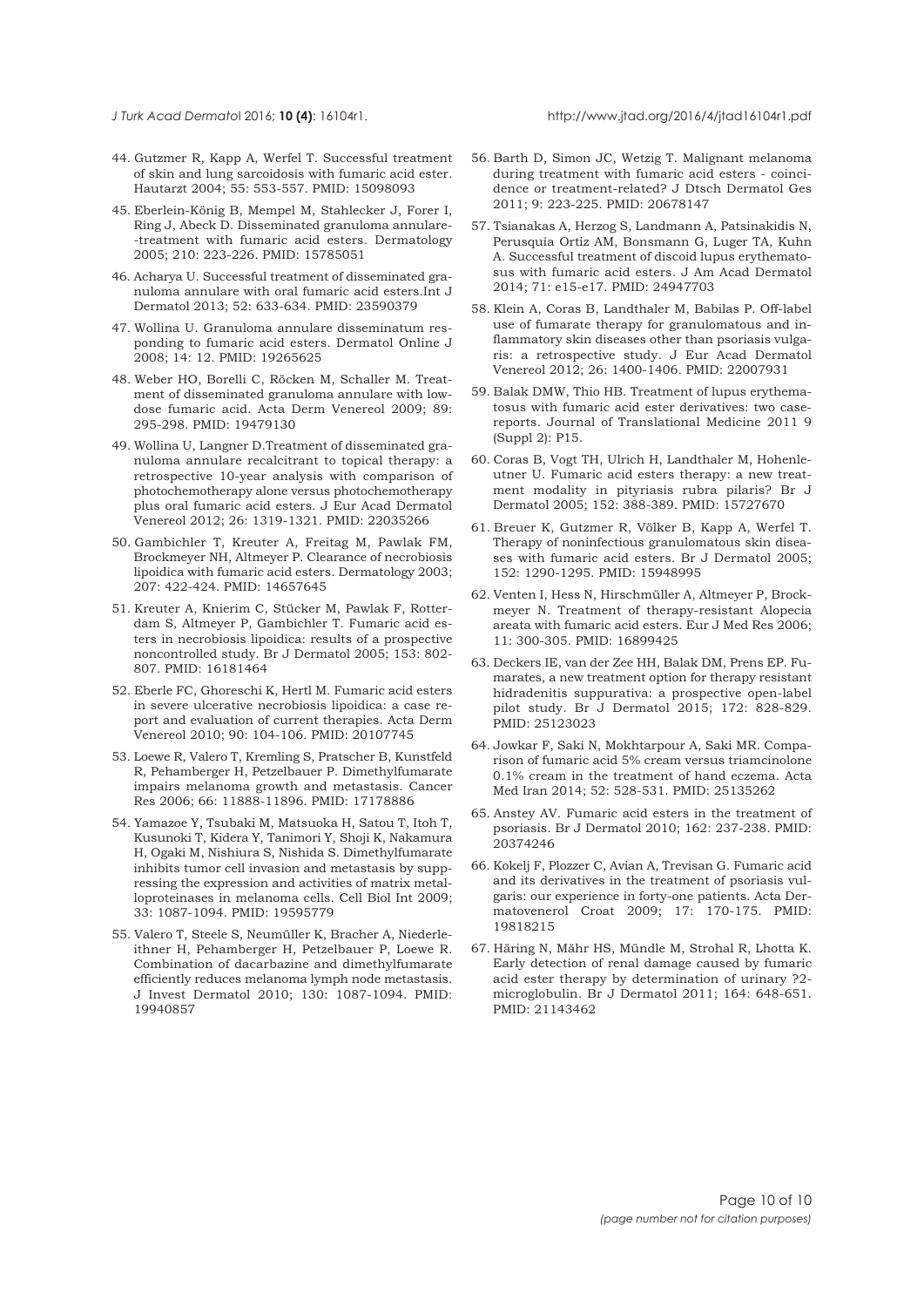44. Gutzmer R, Kapp A, Werfel T. Successful treatment of skin and lung sarcoidosis with fumaric acid ester. Hautarzt 2004; 55: 553-557. PMID: 15098093

45. Eberlein-König B, Mempel M, Stahlecker J, Forer I, Ring J, Abeck D. Disseminated granuloma annulare--treatment with fumaric acid esters. Dermatology 2005; 210: 223-226. PMID: 15785051

46. Acharya U. Successful treatment of disseminated granuloma annulare with oral fumaric acid esters.Int J Dermatol 2013; 52: 633-634. PMID: 23590379

47. Wollina U. Granuloma annulare disseminatum responding to fumaric acid esters. Dermatol Online J 2008; 14: 12. PMID: 19265625

48. Weber HO, Borelli C, Röcken M, Schaller M. Treatment of disseminated granuloma annulare with low-dose fumaric acid. Acta Derm Venereol 2009; 89: 295-298. PMID: 19479130

49. Wollina U, Langner D.Treatment of disseminated granuloma annulare recalcitrant to topical therapy: a retrospective 10-year analysis with comparison of photochemotherapy alone versus photochemotherapy plus oral fumaric acid esters. J Eur Acad Dermatol Venereol 2012; 26: 1319-1321. PMID: 22035266

50. Gambichler T, Kreuter A, Freitag M, Pawlak FM, Brockmeyer NH, Altmeyer P. Clearance of necrobiosis lipoidica with fumaric acid esters. Dermatology 2003; 207: 422-424. PMID: 14657645

51. Kreuter A, Knierim C, Stücker M, Pawlak F, Rotterdam S, Altmeyer P, Gambichler T. Fumaric acid esters in necrobiosis lipoidica: results of a prospective noncontrolled study. Br J Dermatol 2005; 153: 802-807. PMID: 16181464

52. Eberle FC, Ghoreschi K, Hertl M. Fumaric acid esters in severe ulcerative necrobiosis lipoidica: a case report and evaluation of current therapies. Acta Derm Venereol 2010; 90: 104-106. PMID: 20107745

53. Loewe R, Valero T, Kremling S, Pratscher B, Kunstfeld R, Pehamberger H, Petzelbauer P. Dimethylfumarate impairs melanoma growth and metastasis. Cancer Res 2006; 66: 11888-11896. PMID: 17178886

54. Yamazoe Y, Tsubaki M, Matsuoka H, Satou T, Itoh T, Kusunoki T, Kidera Y, Tanimori Y, Shoji K, Nakamura H, Ogaki M, Nishiura S, Nishida S. Dimethylfumarate inhibits tumor cell invasion and metastasis by suppressing the expression and activities of matrix metalloproteinases in melanoma cells. Cell Biol Int 2009; 33: 1087-1094. PMID: 19595779

55. Valero T, Steele S, Neumüller K, Bracher A, Niederleithner H, Pehamberger H, Petzelbauer P, Loewe R. Combination of dacarbazine and dimethylfumarate efficiently reduces melanoma lymph node metastasis. J Invest Dermatol 2010; 130: 1087-1094. PMID: 19940857

56. Barth D, Simon JC, Wetzig T. Malignant melanoma during treatment with fumaric acid esters - coincidence or treatment-related? J Dtsch Dermatol Ges 2011; 9: 223-225. PMID: 20678147

57. Tsianakas A, Herzog S, Landmann A, Patsinakidis N, Perusquía Ortiz AM, Bonsmann G, Luger TA, Kuhn A. Successful treatment of discoid lupus erythematosus with fumaric acid esters. J Am Acad Dermatol 2014; 71: e15-e17. PMID: 24947703

58. Klein A, Coras B, Landthaler M, Babilas P. Off-label use of fumarate therapy for granulomatous and inflammatory skin diseases other than psoriasis vulgaris: a retrospective study. J Eur Acad Dermatol Venereol 2012; 26: 1400-1406. PMID: 22007931

59. Balak DMW, Thio HB. Treatment of lupus erythematosus with fumaric acid ester derivatives: two case-reports. Journal of Translational Medicine 2011 9 (Suppl 2): P15.

60. Coras B, Vogt TH, Ulrich H, Landthaler M, Hohenleutner U. Fumaric acid esters therapy: a new treatment modality in pityriasis rubra pilaris? Br J Dermatol 2005; 152: 388-389. PMID: 15727670

61. Breuer K, Gutzmer R, Völker B, Kapp A, Werfel T. Therapy of noninfectious granulomatous skin diseases with fumaric acid esters. Br J Dermatol 2005; 152: 1290-1295. PMID: 15948995

62. Venten I, Hess N, Hirschmüller A, Altmeyer P, Brockmeyer N. Treatment of therapy-resistant Alopecia areata with fumaric acid esters. Eur J Med Res 2006; 11: 300-305. PMID: 16899425

63. Deckers IE, van der Zee HH, Balak DM, Prens EP. Fumarates, a new treatment option for therapy resistant hidradenitis suppurativa: a prospective open-label pilot study. Br J Dermatol 2015; 172: 828-829. PMID: 25123023

64. Jowkar F, Saki N, Mokhtarpour A, Saki MR. Comparison of fumaric acid 5% cream versus triamcinolone 0.1% cream in the treatment of hand eczema. Acta Med Iran 2014; 52: 528-531. PMID: 25135262

65. Anstey AV. Fumaric acid esters in the treatment of psoriasis. Br J Dermatol 2010; 162: 237-238. PMID: 20374246

66. Kokelj F, Plozzer C, Avian A, Trevisan G. Fumaric acid and its derivatives in the treatment of psoriasis vulgaris: our experience in forty-one patients. Acta Dermatovenerol Croat 2009; 17: 170-175. PMID: 19818215

67. Häring N, Mähr HS, Mündle M, Strohal R, Lhotta K. Early detection of renal damage caused by fumaric acid ester therapy by determination of urinary ?2-microglobulin. Br J Dermatol 2011; 164: 648-651. PMID: 21143462